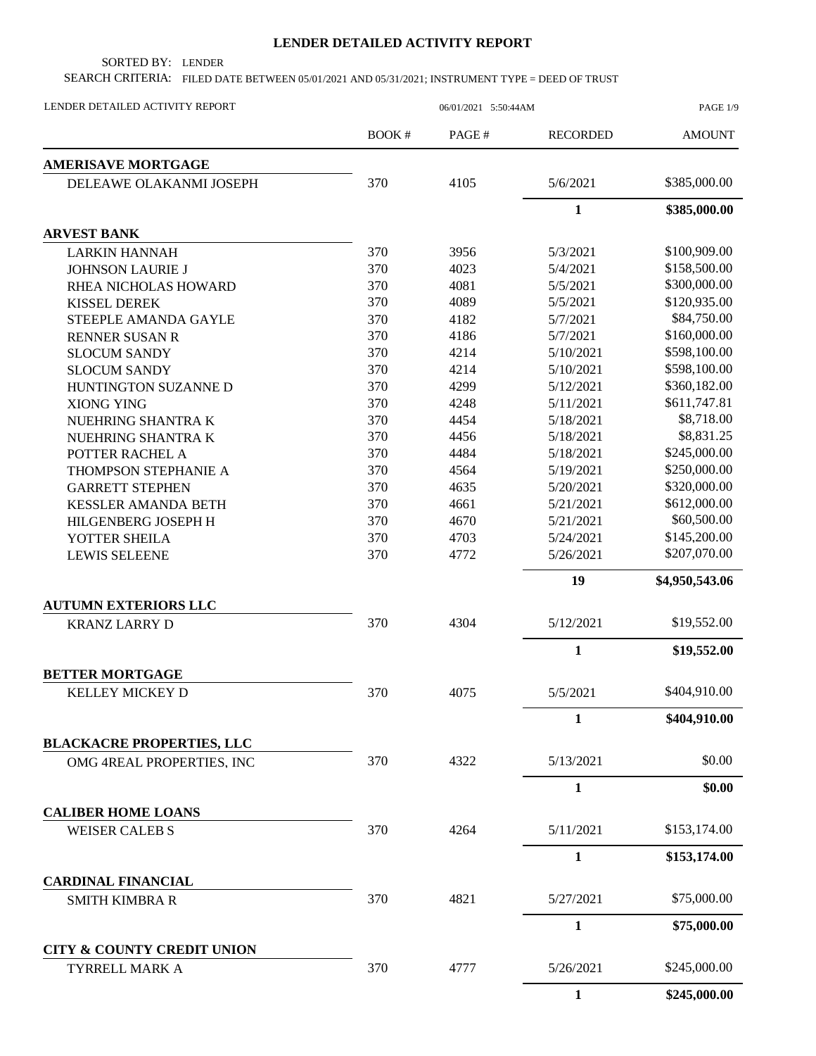# LENDER DETAILED ACTIVITY REPORT

SORTED BY: LENDER

SEARCH CRITERIA: FILED DATE BETWEEN 05/01/2021 AND 05/31/2021; INSTRUMENT TYPE = DEED OF TRUST

LENDER DETAILED ACTIVITY REPORT — 06/01/2021 5:50:44AM

| | BOOK # | PAGE # | RECORDED | AMOUNT |
|---|---|---|---|---|
| **AMERISAVE MORTGAGE** | | | | |
| DELEAWE OLAKANMI JOSEPH | 370 | 4105 | 5/6/2021 | \$385,000.00 |
| | | | **1** | **\$385,000.00** |
| **ARVEST BANK** | | | | |
| LARKIN HANNAH | 370 | 3956 | 5/3/2021 | \$100,909.00 |
| JOHNSON LAURIE J | 370 | 4023 | 5/4/2021 | \$158,500.00 |
| RHEA NICHOLAS HOWARD | 370 | 4081 | 5/5/2021 | \$300,000.00 |
| KISSEL DEREK | 370 | 4089 | 5/5/2021 | \$120,935.00 |
| STEEPLE AMANDA GAYLE | 370 | 4182 | 5/7/2021 | \$84,750.00 |
| RENNER SUSAN R | 370 | 4186 | 5/7/2021 | \$160,000.00 |
| SLOCUM SANDY | 370 | 4214 | 5/10/2021 | \$598,100.00 |
| SLOCUM SANDY | 370 | 4214 | 5/10/2021 | \$598,100.00 |
| HUNTINGTON SUZANNE D | 370 | 4299 | 5/12/2021 | \$360,182.00 |
| XIONG YING | 370 | 4248 | 5/11/2021 | \$611,747.81 |
| NUEHRING SHANTRA K | 370 | 4454 | 5/18/2021 | \$8,718.00 |
| NUEHRING SHANTRA K | 370 | 4456 | 5/18/2021 | \$8,831.25 |
| POTTER RACHEL A | 370 | 4484 | 5/18/2021 | \$245,000.00 |
| THOMPSON STEPHANIE A | 370 | 4564 | 5/19/2021 | \$250,000.00 |
| GARRETT STEPHEN | 370 | 4635 | 5/20/2021 | \$320,000.00 |
| KESSLER AMANDA BETH | 370 | 4661 | 5/21/2021 | \$612,000.00 |
| HILGENBERG JOSEPH H | 370 | 4670 | 5/21/2021 | \$60,500.00 |
| YOTTER SHEILA | 370 | 4703 | 5/24/2021 | \$145,200.00 |
| LEWIS SELEENE | 370 | 4772 | 5/26/2021 | \$207,070.00 |
| | | | **19** | **\$4,950,543.06** |
| **AUTUMN EXTERIORS LLC** | | | | |
| KRANZ LARRY D | 370 | 4304 | 5/12/2021 | \$19,552.00 |
| | | | **1** | **\$19,552.00** |
| **BETTER MORTGAGE** | | | | |
| KELLEY MICKEY D | 370 | 4075 | 5/5/2021 | \$404,910.00 |
| | | | **1** | **\$404,910.00** |
| **BLACKACRE PROPERTIES, LLC** | | | | |
| OMG 4REAL PROPERTIES, INC | 370 | 4322 | 5/13/2021 | \$0.00 |
| | | | **1** | **\$0.00** |
| **CALIBER HOME LOANS** | | | | |
| WEISER CALEB S | 370 | 4264 | 5/11/2021 | \$153,174.00 |
| | | | **1** | **\$153,174.00** |
| **CARDINAL FINANCIAL** | | | | |
| SMITH KIMBRA R | 370 | 4821 | 5/27/2021 | \$75,000.00 |
| | | | **1** | **\$75,000.00** |
| **CITY & COUNTY CREDIT UNION** | | | | |
| TYRRELL MARK A | 370 | 4777 | 5/26/2021 | \$245,000.00 |
| | | | **1** | **\$245,000.00** |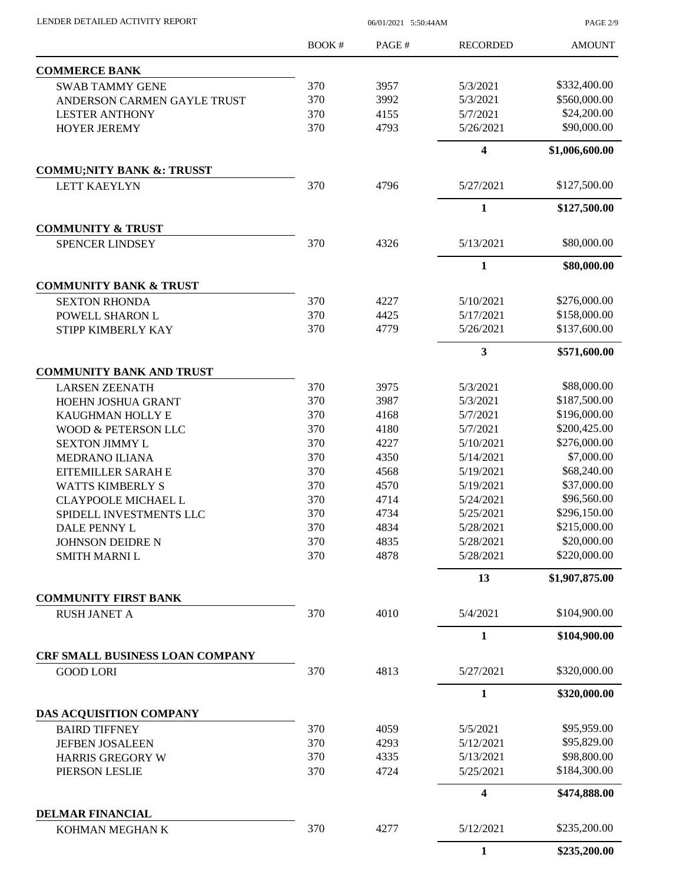| | BOOK # | PAGE # | RECORDED | AMOUNT |
|---|---|---|---|---|
| **COMMERCE BANK** | | | | |
| SWAB TAMMY GENE | 370 | 3957 | 5/3/2021 | $332,400.00 |
| ANDERSON CARMEN GAYLE TRUST | 370 | 3992 | 5/3/2021 | $560,000.00 |
| LESTER ANTHONY | 370 | 4155 | 5/7/2021 | $24,200.00 |
| HOYER JEREMY | 370 | 4793 | 5/26/2021 | $90,000.00 |
| | | | **4** | **$1,006,600.00** |
| **COMMU;NITY BANK &: TRUSST** | | | | |
| LETT KAEYLYN | 370 | 4796 | 5/27/2021 | $127,500.00 |
| | | | **1** | **$127,500.00** |
| **COMMUNITY & TRUST** | | | | |
| SPENCER LINDSEY | 370 | 4326 | 5/13/2021 | $80,000.00 |
| | | | **1** | **$80,000.00** |
| **COMMUNITY BANK & TRUST** | | | | |
| SEXTON RHONDA | 370 | 4227 | 5/10/2021 | $276,000.00 |
| POWELL SHARON L | 370 | 4425 | 5/17/2021 | $158,000.00 |
| STIPP KIMBERLY KAY | 370 | 4779 | 5/26/2021 | $137,600.00 |
| | | | **3** | **$571,600.00** |
| **COMMUNITY BANK AND TRUST** | | | | |
| LARSEN ZEENATH | 370 | 3975 | 5/3/2021 | $88,000.00 |
| HOEHN JOSHUA GRANT | 370 | 3987 | 5/3/2021 | $187,500.00 |
| KAUGHMAN HOLLY E | 370 | 4168 | 5/7/2021 | $196,000.00 |
| WOOD & PETERSON LLC | 370 | 4180 | 5/7/2021 | $200,425.00 |
| SEXTON JIMMY L | 370 | 4227 | 5/10/2021 | $276,000.00 |
| MEDRANO ILIANA | 370 | 4350 | 5/14/2021 | $7,000.00 |
| EITEMILLER SARAH E | 370 | 4568 | 5/19/2021 | $68,240.00 |
| WATTS KIMBERLY S | 370 | 4570 | 5/19/2021 | $37,000.00 |
| CLAYPOOLE MICHAEL L | 370 | 4714 | 5/24/2021 | $96,560.00 |
| SPIDELL INVESTMENTS LLC | 370 | 4734 | 5/25/2021 | $296,150.00 |
| DALE PENNY L | 370 | 4834 | 5/28/2021 | $215,000.00 |
| JOHNSON DEIDRE N | 370 | 4835 | 5/28/2021 | $20,000.00 |
| SMITH MARNI L | 370 | 4878 | 5/28/2021 | $220,000.00 |
| | | | **13** | **$1,907,875.00** |
| **COMMUNITY FIRST BANK** | | | | |
| RUSH JANET A | 370 | 4010 | 5/4/2021 | $104,900.00 |
| | | | **1** | **$104,900.00** |
| **CRF SMALL BUSINESS LOAN COMPANY** | | | | |
| GOOD LORI | 370 | 4813 | 5/27/2021 | $320,000.00 |
| | | | **1** | **$320,000.00** |
| **DAS ACQUISITION COMPANY** | | | | |
| BAIRD TIFFNEY | 370 | 4059 | 5/5/2021 | $95,959.00 |
| JEFBEN JOSALEEN | 370 | 4293 | 5/12/2021 | $95,829.00 |
| HARRIS GREGORY W | 370 | 4335 | 5/13/2021 | $98,800.00 |
| PIERSON LESLIE | 370 | 4724 | 5/25/2021 | $184,300.00 |
| | | | **4** | **$474,888.00** |
| **DELMAR FINANCIAL** | | | | |
| KOHMAN MEGHAN K | 370 | 4277 | 5/12/2021 | $235,200.00 |
| | | | **1** | **$235,200.00** |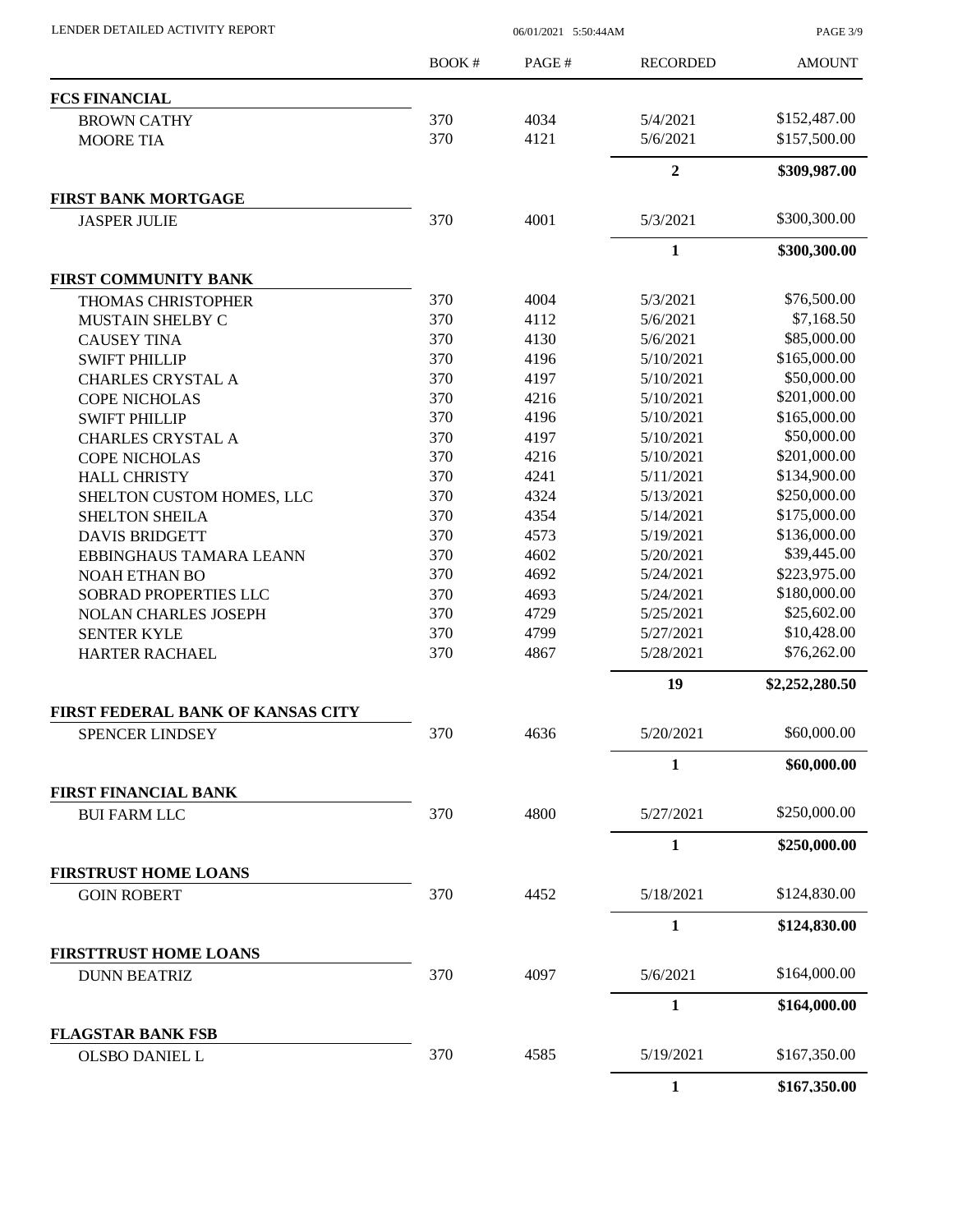| | BOOK # | PAGE # | RECORDED | AMOUNT |
|---|---|---|---|---|
| **FCS FINANCIAL** | | | | |
| BROWN CATHY | 370 | 4034 | 5/4/2021 | $152,487.00 |
| MOORE TIA | 370 | 4121 | 5/6/2021 | $157,500.00 |
| | | | **2** | **$309,987.00** |
| **FIRST BANK MORTGAGE** | | | | |
| JASPER JULIE | 370 | 4001 | 5/3/2021 | $300,300.00 |
| | | | **1** | **$300,300.00** |
| **FIRST COMMUNITY BANK** | | | | |
| THOMAS CHRISTOPHER | 370 | 4004 | 5/3/2021 | $76,500.00 |
| MUSTAIN SHELBY C | 370 | 4112 | 5/6/2021 | $7,168.50 |
| CAUSEY TINA | 370 | 4130 | 5/6/2021 | $85,000.00 |
| SWIFT PHILLIP | 370 | 4196 | 5/10/2021 | $165,000.00 |
| CHARLES CRYSTAL A | 370 | 4197 | 5/10/2021 | $50,000.00 |
| COPE NICHOLAS | 370 | 4216 | 5/10/2021 | $201,000.00 |
| SWIFT PHILLIP | 370 | 4196 | 5/10/2021 | $165,000.00 |
| CHARLES CRYSTAL A | 370 | 4197 | 5/10/2021 | $50,000.00 |
| COPE NICHOLAS | 370 | 4216 | 5/10/2021 | $201,000.00 |
| HALL CHRISTY | 370 | 4241 | 5/11/2021 | $134,900.00 |
| SHELTON CUSTOM HOMES, LLC | 370 | 4324 | 5/13/2021 | $250,000.00 |
| SHELTON SHEILA | 370 | 4354 | 5/14/2021 | $175,000.00 |
| DAVIS BRIDGETT | 370 | 4573 | 5/19/2021 | $136,000.00 |
| EBBINGHAUS TAMARA LEANN | 370 | 4602 | 5/20/2021 | $39,445.00 |
| NOAH ETHAN BO | 370 | 4692 | 5/24/2021 | $223,975.00 |
| SOBRAD PROPERTIES LLC | 370 | 4693 | 5/24/2021 | $180,000.00 |
| NOLAN CHARLES JOSEPH | 370 | 4729 | 5/25/2021 | $25,602.00 |
| SENTER KYLE | 370 | 4799 | 5/27/2021 | $10,428.00 |
| HARTER RACHAEL | 370 | 4867 | 5/28/2021 | $76,262.00 |
| | | | **19** | **$2,252,280.50** |
| **FIRST FEDERAL BANK OF KANSAS CITY** | | | | |
| SPENCER LINDSEY | 370 | 4636 | 5/20/2021 | $60,000.00 |
| | | | **1** | **$60,000.00** |
| **FIRST FINANCIAL BANK** | | | | |
| BUI FARM LLC | 370 | 4800 | 5/27/2021 | $250,000.00 |
| | | | **1** | **$250,000.00** |
| **FIRSTRUST HOME LOANS** | | | | |
| GOIN ROBERT | 370 | 4452 | 5/18/2021 | $124,830.00 |
| | | | **1** | **$124,830.00** |
| **FIRSTTRUST HOME LOANS** | | | | |
| DUNN BEATRIZ | 370 | 4097 | 5/6/2021 | $164,000.00 |
| | | | **1** | **$164,000.00** |
| **FLAGSTAR BANK FSB** | | | | |
| OLSBO DANIEL L | 370 | 4585 | 5/19/2021 | $167,350.00 |
| | | | **1** | **$167,350.00** |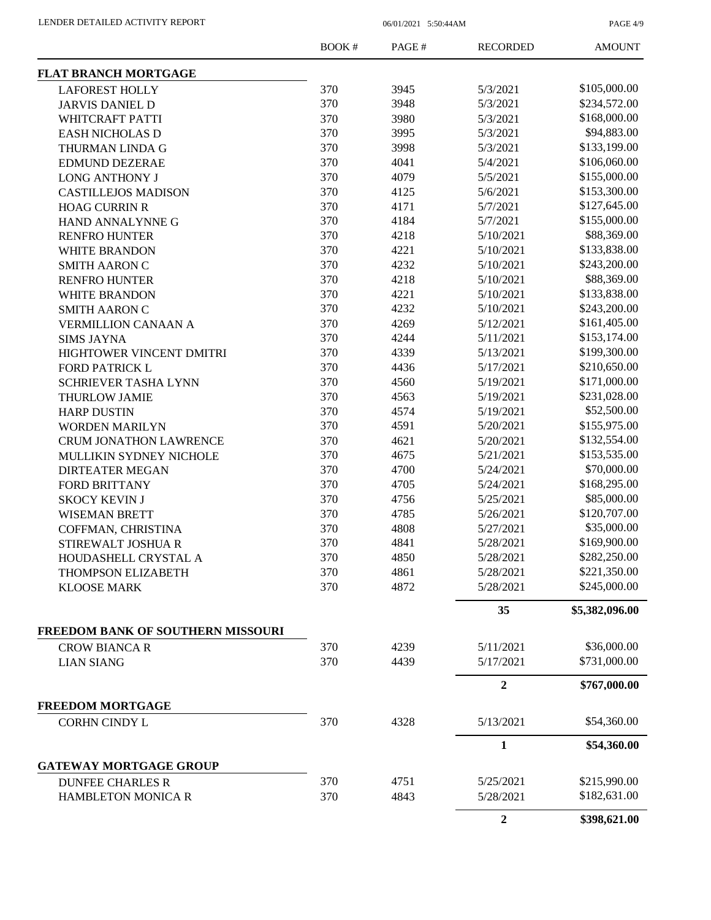| | BOOK # | PAGE # | RECORDED | AMOUNT |
|---|---|---|---|---|
| **FLAT BRANCH MORTGAGE** | | | | |
| LAFOREST HOLLY | 370 | 3945 | 5/3/2021 | $105,000.00 |
| JARVIS DANIEL D | 370 | 3948 | 5/3/2021 | $234,572.00 |
| WHITCRAFT PATTI | 370 | 3980 | 5/3/2021 | $168,000.00 |
| EASH NICHOLAS D | 370 | 3995 | 5/3/2021 | $94,883.00 |
| THURMAN LINDA G | 370 | 3998 | 5/3/2021 | $133,199.00 |
| EDMUND DEZERAE | 370 | 4041 | 5/4/2021 | $106,060.00 |
| LONG ANTHONY J | 370 | 4079 | 5/5/2021 | $155,000.00 |
| CASTILLEJOS MADISON | 370 | 4125 | 5/6/2021 | $153,300.00 |
| HOAG CURRIN R | 370 | 4171 | 5/7/2021 | $127,645.00 |
| HAND ANNALYNNE G | 370 | 4184 | 5/7/2021 | $155,000.00 |
| RENFRO HUNTER | 370 | 4218 | 5/10/2021 | $88,369.00 |
| WHITE BRANDON | 370 | 4221 | 5/10/2021 | $133,838.00 |
| SMITH AARON C | 370 | 4232 | 5/10/2021 | $243,200.00 |
| RENFRO HUNTER | 370 | 4218 | 5/10/2021 | $88,369.00 |
| WHITE BRANDON | 370 | 4221 | 5/10/2021 | $133,838.00 |
| SMITH AARON C | 370 | 4232 | 5/10/2021 | $243,200.00 |
| VERMILLION CANAAN A | 370 | 4269 | 5/12/2021 | $161,405.00 |
| SIMS JAYNA | 370 | 4244 | 5/11/2021 | $153,174.00 |
| HIGHTOWER VINCENT DMITRI | 370 | 4339 | 5/13/2021 | $199,300.00 |
| FORD PATRICK L | 370 | 4436 | 5/17/2021 | $210,650.00 |
| SCHRIEVER TASHA LYNN | 370 | 4560 | 5/19/2021 | $171,000.00 |
| THURLOW JAMIE | 370 | 4563 | 5/19/2021 | $231,028.00 |
| HARP DUSTIN | 370 | 4574 | 5/19/2021 | $52,500.00 |
| WORDEN MARILYN | 370 | 4591 | 5/20/2021 | $155,975.00 |
| CRUM JONATHON LAWRENCE | 370 | 4621 | 5/20/2021 | $132,554.00 |
| MULLIKIN SYDNEY NICHOLE | 370 | 4675 | 5/21/2021 | $153,535.00 |
| DIRTEATER MEGAN | 370 | 4700 | 5/24/2021 | $70,000.00 |
| FORD BRITTANY | 370 | 4705 | 5/24/2021 | $168,295.00 |
| SKOCY KEVIN J | 370 | 4756 | 5/25/2021 | $85,000.00 |
| WISEMAN BRETT | 370 | 4785 | 5/26/2021 | $120,707.00 |
| COFFMAN, CHRISTINA | 370 | 4808 | 5/27/2021 | $35,000.00 |
| STIREWALT JOSHUA R | 370 | 4841 | 5/28/2021 | $169,900.00 |
| HOUDASHELL CRYSTAL A | 370 | 4850 | 5/28/2021 | $282,250.00 |
| THOMPSON ELIZABETH | 370 | 4861 | 5/28/2021 | $221,350.00 |
| KLOOSE MARK | 370 | 4872 | 5/28/2021 | $245,000.00 |
| | | | **35** | **$5,382,096.00** |
| **FREEDOM BANK OF SOUTHERN MISSOURI** | | | | |
| CROW BIANCA R | 370 | 4239 | 5/11/2021 | $36,000.00 |
| LIAN SIANG | 370 | 4439 | 5/17/2021 | $731,000.00 |
| | | | **2** | **$767,000.00** |
| **FREEDOM MORTGAGE** | | | | |
| CORHN CINDY L | 370 | 4328 | 5/13/2021 | $54,360.00 |
| | | | **1** | **$54,360.00** |
| **GATEWAY MORTGAGE GROUP** | | | | |
| DUNFEE CHARLES R | 370 | 4751 | 5/25/2021 | $215,990.00 |
| HAMBLETON MONICA R | 370 | 4843 | 5/28/2021 | $182,631.00 |
| | | | **2** | **$398,621.00** |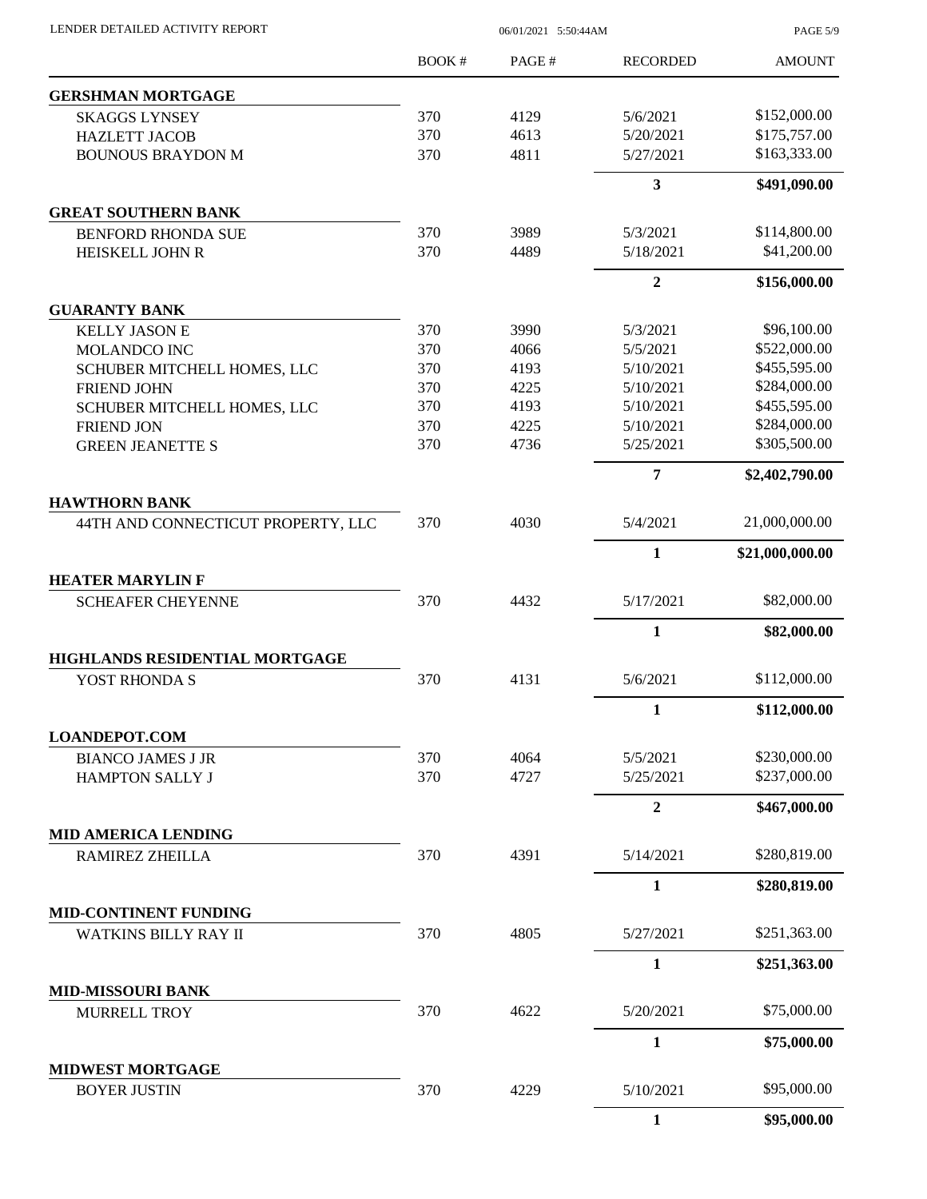| | BOOK # | PAGE # | RECORDED | AMOUNT |
|---|---|---|---|---|
| **GERSHMAN MORTGAGE** | | | | |
| SKAGGS LYNSEY | 370 | 4129 | 5/6/2021 | $152,000.00 |
| HAZLETT JACOB | 370 | 4613 | 5/20/2021 | $175,757.00 |
| BOUNOUS BRAYDON M | 370 | 4811 | 5/27/2021 | $163,333.00 |
| | | | **3** | **$491,090.00** |
| **GREAT SOUTHERN BANK** | | | | |
| BENFORD RHONDA SUE | 370 | 3989 | 5/3/2021 | $114,800.00 |
| HEISKELL JOHN R | 370 | 4489 | 5/18/2021 | $41,200.00 |
| | | | **2** | **$156,000.00** |
| **GUARANTY BANK** | | | | |
| KELLY JASON E | 370 | 3990 | 5/3/2021 | $96,100.00 |
| MOLANDCO INC | 370 | 4066 | 5/5/2021 | $522,000.00 |
| SCHUBER MITCHELL HOMES, LLC | 370 | 4193 | 5/10/2021 | $455,595.00 |
| FRIEND JOHN | 370 | 4225 | 5/10/2021 | $284,000.00 |
| SCHUBER MITCHELL HOMES, LLC | 370 | 4193 | 5/10/2021 | $455,595.00 |
| FRIEND JON | 370 | 4225 | 5/10/2021 | $284,000.00 |
| GREEN JEANETTE S | 370 | 4736 | 5/25/2021 | $305,500.00 |
| | | | **7** | **$2,402,790.00** |
| **HAWTHORN BANK** | | | | |
| 44TH AND CONNECTICUT PROPERTY, LLC | 370 | 4030 | 5/4/2021 | 21,000,000.00 |
| | | | **1** | **$21,000,000.00** |
| **HEATER MARYLIN F** | | | | |
| SCHEAFER CHEYENNE | 370 | 4432 | 5/17/2021 | $82,000.00 |
| | | | **1** | **$82,000.00** |
| **HIGHLANDS RESIDENTIAL MORTGAGE** | | | | |
| YOST RHONDA S | 370 | 4131 | 5/6/2021 | $112,000.00 |
| | | | **1** | **$112,000.00** |
| **LOANDEPOT.COM** | | | | |
| BIANCO JAMES J JR | 370 | 4064 | 5/5/2021 | $230,000.00 |
| HAMPTON SALLY J | 370 | 4727 | 5/25/2021 | $237,000.00 |
| | | | **2** | **$467,000.00** |
| **MID AMERICA LENDING** | | | | |
| RAMIREZ ZHEILLA | 370 | 4391 | 5/14/2021 | $280,819.00 |
| | | | **1** | **$280,819.00** |
| **MID-CONTINENT FUNDING** | | | | |
| WATKINS BILLY RAY II | 370 | 4805 | 5/27/2021 | $251,363.00 |
| | | | **1** | **$251,363.00** |
| **MID-MISSOURI BANK** | | | | |
| MURRELL TROY | 370 | 4622 | 5/20/2021 | $75,000.00 |
| | | | **1** | **$75,000.00** |
| **MIDWEST MORTGAGE** | | | | |
| BOYER JUSTIN | 370 | 4229 | 5/10/2021 | $95,000.00 |
| | | | **1** | **$95,000.00** |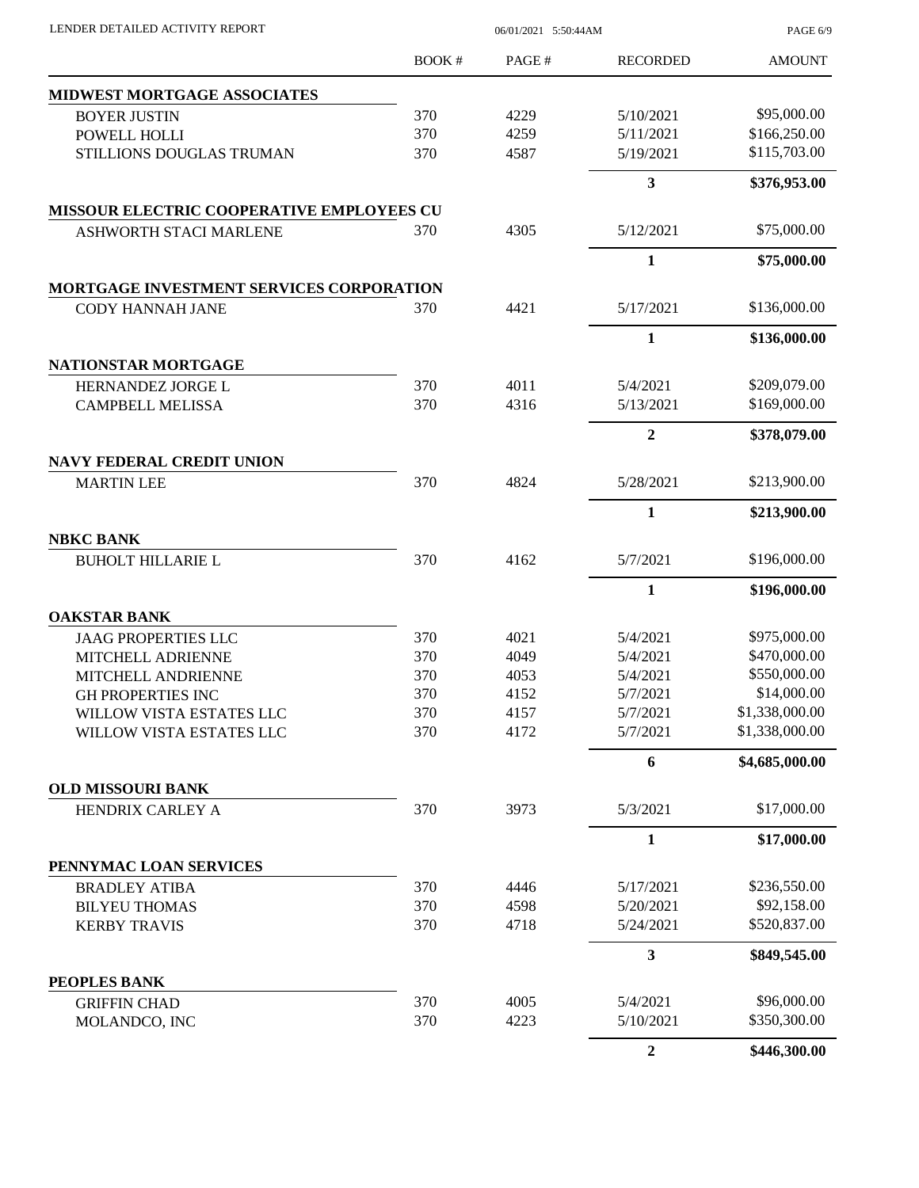| | BOOK # | PAGE # | RECORDED | AMOUNT |
|---|---|---|---|---|
| **MIDWEST MORTGAGE ASSOCIATES** | | | | |
| BOYER JUSTIN | 370 | 4229 | 5/10/2021 | $95,000.00 |
| POWELL HOLLI | 370 | 4259 | 5/11/2021 | $166,250.00 |
| STILLIONS DOUGLAS TRUMAN | 370 | 4587 | 5/19/2021 | $115,703.00 |
| | | | **3** | **$376,953.00** |
| **MISSOUR ELECTRIC COOPERATIVE EMPLOYEES CU** | | | | |
| ASHWORTH STACI MARLENE | 370 | 4305 | 5/12/2021 | $75,000.00 |
| | | | **1** | **$75,000.00** |
| **MORTGAGE INVESTMENT SERVICES CORPORATION** | | | | |
| CODY HANNAH JANE | 370 | 4421 | 5/17/2021 | $136,000.00 |
| | | | **1** | **$136,000.00** |
| **NATIONSTAR MORTGAGE** | | | | |
| HERNANDEZ JORGE L | 370 | 4011 | 5/4/2021 | $209,079.00 |
| CAMPBELL MELISSA | 370 | 4316 | 5/13/2021 | $169,000.00 |
| | | | **2** | **$378,079.00** |
| **NAVY FEDERAL CREDIT UNION** | | | | |
| MARTIN LEE | 370 | 4824 | 5/28/2021 | $213,900.00 |
| | | | **1** | **$213,900.00** |
| **NBKC BANK** | | | | |
| BUHOLT HILLARIE L | 370 | 4162 | 5/7/2021 | $196,000.00 |
| | | | **1** | **$196,000.00** |
| **OAKSTAR BANK** | | | | |
| JAAG PROPERTIES LLC | 370 | 4021 | 5/4/2021 | $975,000.00 |
| MITCHELL ADRIENNE | 370 | 4049 | 5/4/2021 | $470,000.00 |
| MITCHELL ANDRIENNE | 370 | 4053 | 5/4/2021 | $550,000.00 |
| GH PROPERTIES INC | 370 | 4152 | 5/7/2021 | $14,000.00 |
| WILLOW VISTA ESTATES LLC | 370 | 4157 | 5/7/2021 | $1,338,000.00 |
| WILLOW VISTA ESTATES LLC | 370 | 4172 | 5/7/2021 | $1,338,000.00 |
| | | | **6** | **$4,685,000.00** |
| **OLD MISSOURI BANK** | | | | |
| HENDRIX CARLEY A | 370 | 3973 | 5/3/2021 | $17,000.00 |
| | | | **1** | **$17,000.00** |
| **PENNYMAC LOAN SERVICES** | | | | |
| BRADLEY ATIBA | 370 | 4446 | 5/17/2021 | $236,550.00 |
| BILYEU THOMAS | 370 | 4598 | 5/20/2021 | $92,158.00 |
| KERBY TRAVIS | 370 | 4718 | 5/24/2021 | $520,837.00 |
| | | | **3** | **$849,545.00** |
| **PEOPLES BANK** | | | | |
| GRIFFIN CHAD | 370 | 4005 | 5/4/2021 | $96,000.00 |
| MOLANDCO, INC | 370 | 4223 | 5/10/2021 | $350,300.00 |
| | | | **2** | **$446,300.00** |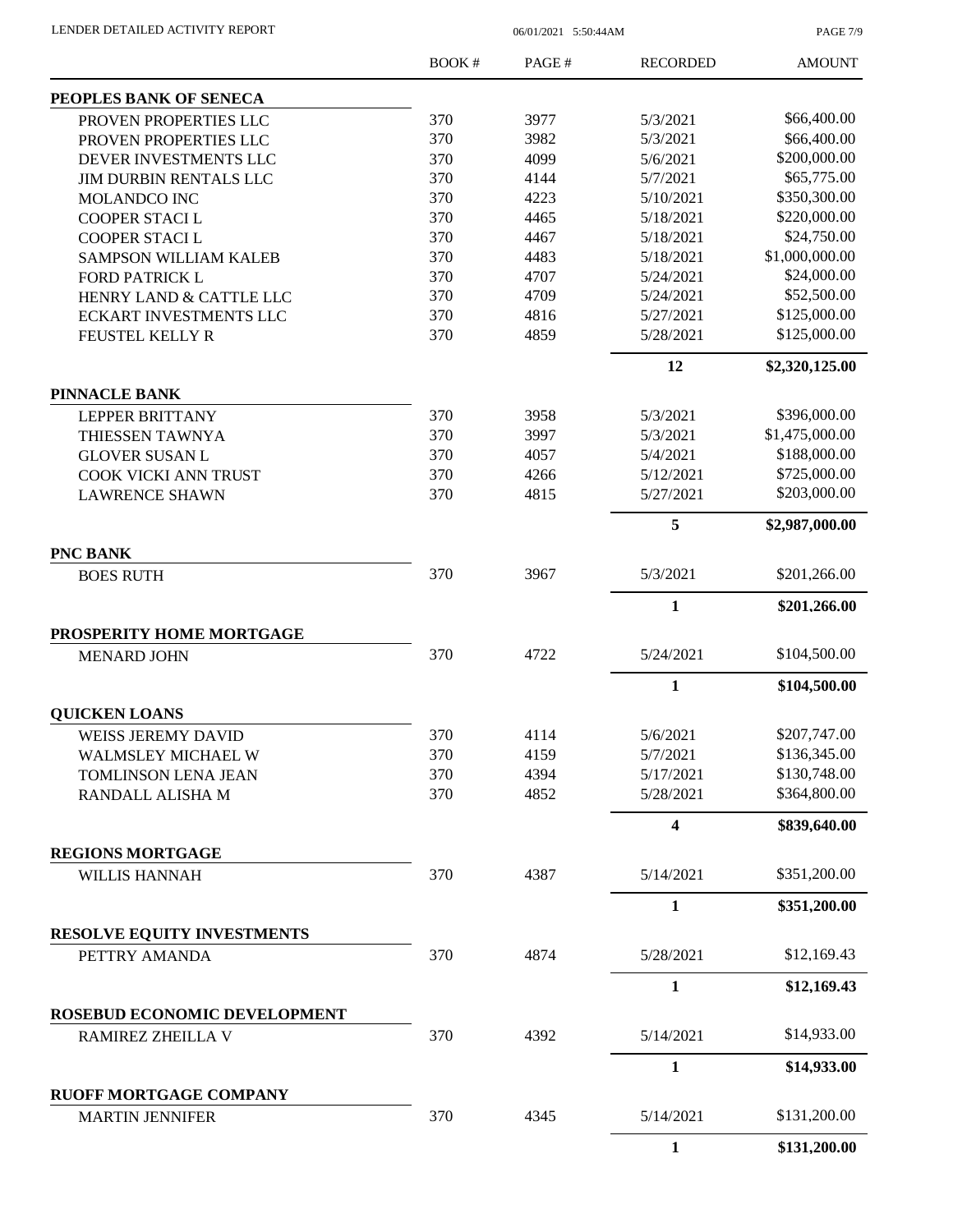| | BOOK # | PAGE # | RECORDED | AMOUNT |
|---|---|---|---|---|
| **PEOPLES BANK OF SENECA** | | | | |
| PROVEN PROPERTIES LLC | 370 | 3977 | 5/3/2021 | \$66,400.00 |
| PROVEN PROPERTIES LLC | 370 | 3982 | 5/3/2021 | \$66,400.00 |
| DEVER INVESTMENTS LLC | 370 | 4099 | 5/6/2021 | \$200,000.00 |
| JIM DURBIN RENTALS LLC | 370 | 4144 | 5/7/2021 | \$65,775.00 |
| MOLANDCO INC | 370 | 4223 | 5/10/2021 | \$350,300.00 |
| COOPER STACI L | 370 | 4465 | 5/18/2021 | \$220,000.00 |
| COOPER STACI L | 370 | 4467 | 5/18/2021 | \$24,750.00 |
| SAMPSON WILLIAM KALEB | 370 | 4483 | 5/18/2021 | \$1,000,000.00 |
| FORD PATRICK L | 370 | 4707 | 5/24/2021 | \$24,000.00 |
| HENRY LAND & CATTLE LLC | 370 | 4709 | 5/24/2021 | \$52,500.00 |
| ECKART INVESTMENTS LLC | 370 | 4816 | 5/27/2021 | \$125,000.00 |
| FEUSTEL KELLY R | 370 | 4859 | 5/28/2021 | \$125,000.00 |
| | | | **12** | **\$2,320,125.00** |
| **PINNACLE BANK** | | | | |
| LEPPER BRITTANY | 370 | 3958 | 5/3/2021 | \$396,000.00 |
| THIESSEN TAWNYA | 370 | 3997 | 5/3/2021 | \$1,475,000.00 |
| GLOVER SUSAN L | 370 | 4057 | 5/4/2021 | \$188,000.00 |
| COOK VICKI ANN TRUST | 370 | 4266 | 5/12/2021 | \$725,000.00 |
| LAWRENCE SHAWN | 370 | 4815 | 5/27/2021 | \$203,000.00 |
| | | | **5** | **\$2,987,000.00** |
| **PNC BANK** | | | | |
| BOES RUTH | 370 | 3967 | 5/3/2021 | \$201,266.00 |
| | | | **1** | **\$201,266.00** |
| **PROSPERITY HOME MORTGAGE** | | | | |
| MENARD JOHN | 370 | 4722 | 5/24/2021 | \$104,500.00 |
| | | | **1** | **\$104,500.00** |
| **QUICKEN LOANS** | | | | |
| WEISS JEREMY DAVID | 370 | 4114 | 5/6/2021 | \$207,747.00 |
| WALMSLEY MICHAEL W | 370 | 4159 | 5/7/2021 | \$136,345.00 |
| TOMLINSON LENA JEAN | 370 | 4394 | 5/17/2021 | \$130,748.00 |
| RANDALL ALISHA M | 370 | 4852 | 5/28/2021 | \$364,800.00 |
| | | | **4** | **\$839,640.00** |
| **REGIONS MORTGAGE** | | | | |
| WILLIS HANNAH | 370 | 4387 | 5/14/2021 | \$351,200.00 |
| | | | **1** | **\$351,200.00** |
| **RESOLVE EQUITY INVESTMENTS** | | | | |
| PETTRY AMANDA | 370 | 4874 | 5/28/2021 | \$12,169.43 |
| | | | **1** | **\$12,169.43** |
| **ROSEBUD ECONOMIC DEVELOPMENT** | | | | |
| RAMIREZ ZHEILLA V | 370 | 4392 | 5/14/2021 | \$14,933.00 |
| | | | **1** | **\$14,933.00** |
| **RUOFF MORTGAGE COMPANY** | | | | |
| MARTIN JENNIFER | 370 | 4345 | 5/14/2021 | \$131,200.00 |
| | | | **1** | **\$131,200.00** |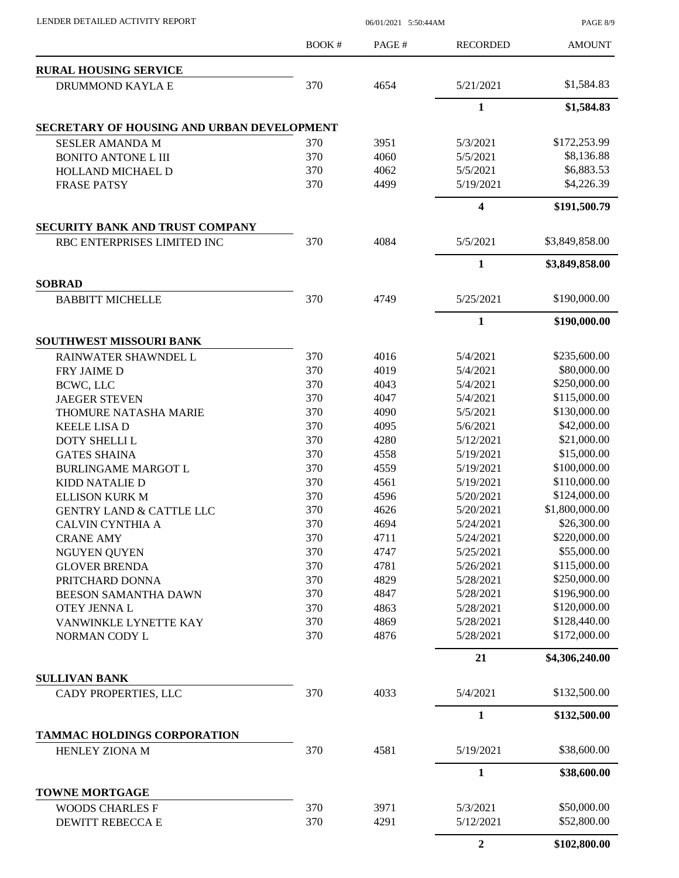| | BOOK # | PAGE # | RECORDED | AMOUNT |
|---|---|---|---|---|
| **RURAL HOUSING SERVICE** | | | | |
| DRUMMOND KAYLA E | 370 | 4654 | 5/21/2021 | $1,584.83 |
| | | | **1** | **$1,584.83** |
| **SECRETARY OF HOUSING AND URBAN DEVELOPMENT** | | | | |
| SESLER AMANDA M | 370 | 3951 | 5/3/2021 | $172,253.99 |
| BONITO ANTONE L III | 370 | 4060 | 5/5/2021 | $8,136.88 |
| HOLLAND MICHAEL D | 370 | 4062 | 5/5/2021 | $6,883.53 |
| FRASE PATSY | 370 | 4499 | 5/19/2021 | $4,226.39 |
| | | | **4** | **$191,500.79** |
| **SECURITY BANK AND TRUST COMPANY** | | | | |
| RBC ENTERPRISES LIMITED INC | 370 | 4084 | 5/5/2021 | $3,849,858.00 |
| | | | **1** | **$3,849,858.00** |
| **SOBRAD** | | | | |
| BABBITT MICHELLE | 370 | 4749 | 5/25/2021 | $190,000.00 |
| | | | **1** | **$190,000.00** |
| **SOUTHWEST MISSOURI BANK** | | | | |
| RAINWATER SHAWNDEL L | 370 | 4016 | 5/4/2021 | $235,600.00 |
| FRY JAIME D | 370 | 4019 | 5/4/2021 | $80,000.00 |
| BCWC, LLC | 370 | 4043 | 5/4/2021 | $250,000.00 |
| JAEGER STEVEN | 370 | 4047 | 5/4/2021 | $115,000.00 |
| THOMURE NATASHA MARIE | 370 | 4090 | 5/5/2021 | $130,000.00 |
| KEELE LISA D | 370 | 4095 | 5/6/2021 | $42,000.00 |
| DOTY SHELLI L | 370 | 4280 | 5/12/2021 | $21,000.00 |
| GATES SHAINA | 370 | 4558 | 5/19/2021 | $15,000.00 |
| BURLINGAME MARGOT L | 370 | 4559 | 5/19/2021 | $100,000.00 |
| KIDD NATALIE D | 370 | 4561 | 5/19/2021 | $110,000.00 |
| ELLISON KURK M | 370 | 4596 | 5/20/2021 | $124,000.00 |
| GENTRY LAND & CATTLE LLC | 370 | 4626 | 5/20/2021 | $1,800,000.00 |
| CALVIN CYNTHIA A | 370 | 4694 | 5/24/2021 | $26,300.00 |
| CRANE AMY | 370 | 4711 | 5/24/2021 | $220,000.00 |
| NGUYEN QUYEN | 370 | 4747 | 5/25/2021 | $55,000.00 |
| GLOVER BRENDA | 370 | 4781 | 5/26/2021 | $115,000.00 |
| PRITCHARD DONNA | 370 | 4829 | 5/28/2021 | $250,000.00 |
| BEESON SAMANTHA DAWN | 370 | 4847 | 5/28/2021 | $196,900.00 |
| OTEY JENNA L | 370 | 4863 | 5/28/2021 | $120,000.00 |
| VANWINKLE LYNETTE KAY | 370 | 4869 | 5/28/2021 | $128,440.00 |
| NORMAN CODY L | 370 | 4876 | 5/28/2021 | $172,000.00 |
| | | | **21** | **$4,306,240.00** |
| **SULLIVAN BANK** | | | | |
| CADY PROPERTIES, LLC | 370 | 4033 | 5/4/2021 | $132,500.00 |
| | | | **1** | **$132,500.00** |
| **TAMMAC HOLDINGS CORPORATION** | | | | |
| HENLEY ZIONA M | 370 | 4581 | 5/19/2021 | $38,600.00 |
| | | | **1** | **$38,600.00** |
| **TOWNE MORTGAGE** | | | | |
| WOODS CHARLES F | 370 | 3971 | 5/3/2021 | $50,000.00 |
| DEWITT REBECCA E | 370 | 4291 | 5/12/2021 | $52,800.00 |
| | | | **2** | **$102,800.00** |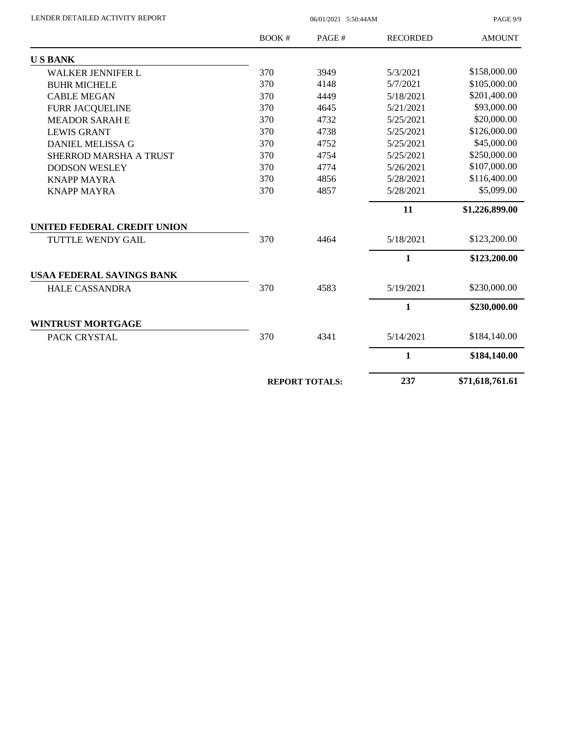| | BOOK # | PAGE # | RECORDED | AMOUNT |
|---|---|---|---|---|
| **U S BANK** | | | | |
| WALKER JENNIFER L | 370 | 3949 | 5/3/2021 | $158,000.00 |
| BUHR MICHELE | 370 | 4148 | 5/7/2021 | $105,000.00 |
| CABLE MEGAN | 370 | 4449 | 5/18/2021 | $201,400.00 |
| FURR JACQUELINE | 370 | 4645 | 5/21/2021 | $93,000.00 |
| MEADOR SARAH E | 370 | 4732 | 5/25/2021 | $20,000.00 |
| LEWIS GRANT | 370 | 4738 | 5/25/2021 | $126,000.00 |
| DANIEL MELISSA G | 370 | 4752 | 5/25/2021 | $45,000.00 |
| SHERROD MARSHA A TRUST | 370 | 4754 | 5/25/2021 | $250,000.00 |
| DODSON WESLEY | 370 | 4774 | 5/26/2021 | $107,000.00 |
| KNAPP MAYRA | 370 | 4856 | 5/28/2021 | $116,400.00 |
| KNAPP MAYRA | 370 | 4857 | 5/28/2021 | $5,099.00 |
| | | | **11** | **$1,226,899.00** |
| **UNITED FEDERAL CREDIT UNION** | | | | |
| TUTTLE WENDY GAIL | 370 | 4464 | 5/18/2021 | $123,200.00 |
| | | | **1** | **$123,200.00** |
| **USAA FEDERAL SAVINGS BANK** | | | | |
| HALE CASSANDRA | 370 | 4583 | 5/19/2021 | $230,000.00 |
| | | | **1** | **$230,000.00** |
| **WINTRUST MORTGAGE** | | | | |
| PACK CRYSTAL | 370 | 4341 | 5/14/2021 | $184,140.00 |
| | | | **1** | **$184,140.00** |
| | **REPORT TOTALS:** | | **237** | **$71,618,761.61** |